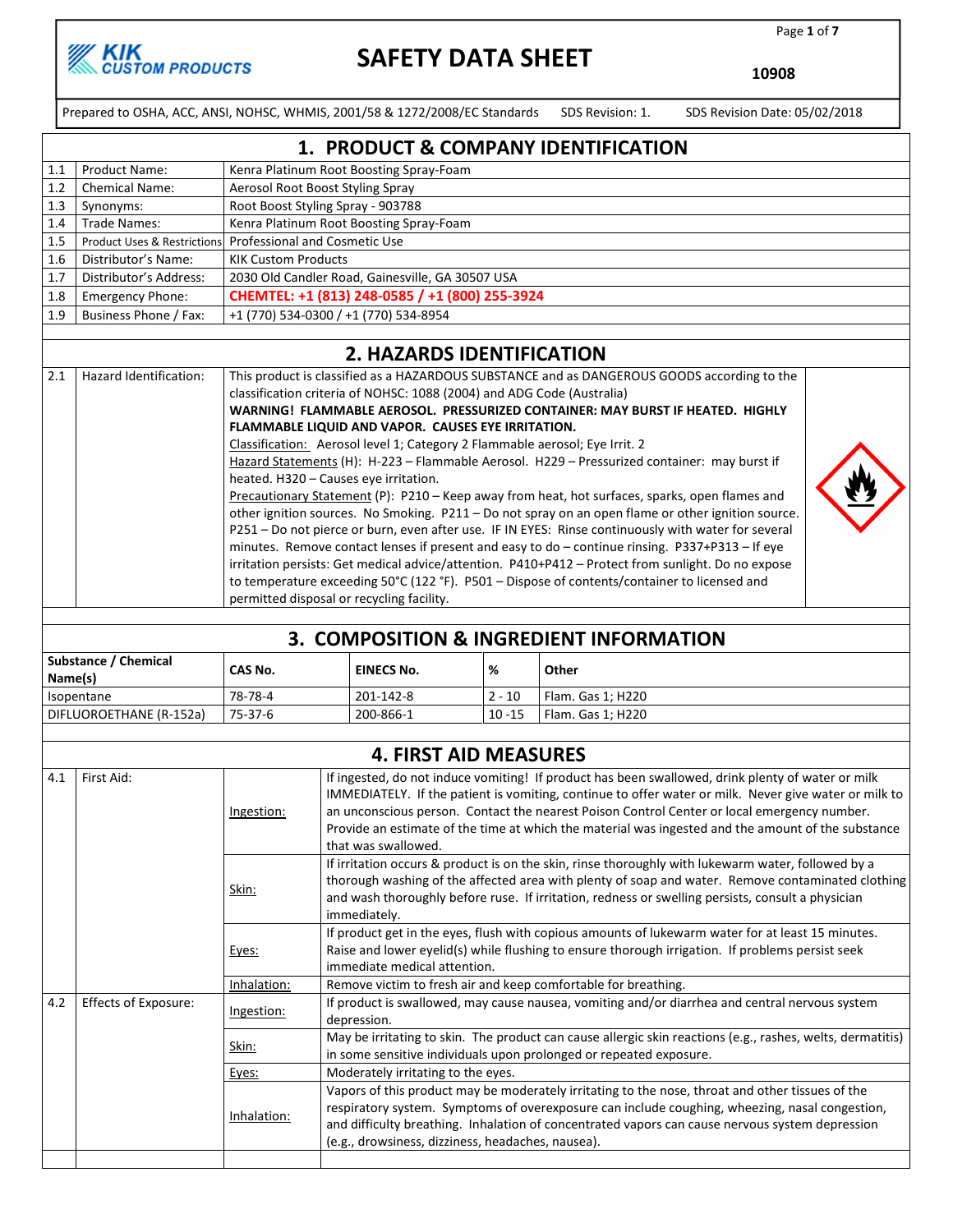KIK CUSTOM PRODUCTS

# SAFETY DATA SHEET

**10908**

Prepared to OSHA, ACC, ANSI, NOHSC, WHMIS, 2001/58 & 1272/2008/EC Standards   SDS Revision: 1.   SDS Revision Date: 05/02/2018

## 1. PRODUCT & COMPANY IDENTIFICATION

| | | |
|---|---|---|
| 1.1 | Product Name: | Kenra Platinum Root Boosting Spray-Foam |
| 1.2 | Chemical Name: | Aerosol Root Boost Styling Spray |
| 1.3 | Synonyms: | Root Boost Styling Spray - 903788 |
| 1.4 | Trade Names: | Kenra Platinum Root Boosting Spray-Foam |
| 1.5 | Product Uses & Restrictions | Professional and Cosmetic Use |
| 1.6 | Distributor's Name: | KIK Custom Products |
| 1.7 | Distributor's Address: | 2030 Old Candler Road, Gainesville, GA 30507 USA |
| 1.8 | Emergency Phone: | **CHEMTEL: +1 (813) 248-0585 / +1 (800) 255-3924** |
| 1.9 | Business Phone / Fax: | +1 (770) 534-0300 / +1 (770) 534-8954 |

## 2. HAZARDS IDENTIFICATION

| | | |
|---|---|---|
| 2.1 | Hazard Identification: | This product is classified as a HAZARDOUS SUBSTANCE and as DANGEROUS GOODS according to the classification criteria of NOHSC: 1088 (2004) and ADG Code (Australia) **WARNING! FLAMMABLE AEROSOL. PRESSURIZED CONTAINER: MAY BURST IF HEATED. HIGHLY FLAMMABLE LIQUID AND VAPOR. CAUSES EYE IRRITATION.** Classification: Aerosol level 1; Category 2 Flammable aerosol; Eye Irrit. 2 Hazard Statements (H): H-223 – Flammable Aerosol. H229 – Pressurized container: may burst if heated. H320 – Causes eye irritation. Precautionary Statement (P): P210 – Keep away from heat, hot surfaces, sparks, open flames and other ignition sources. No Smoking. P211 – Do not spray on an open flame or other ignition source. P251 – Do not pierce or burn, even after use. IF IN EYES: Rinse continuously with water for several minutes. Remove contact lenses if present and easy to do – continue rinsing. P337+P313 – If eye irritation persists: Get medical advice/attention. P410+P412 – Protect from sunlight. Do no expose to temperature exceeding 50°C (122 °F). P501 – Dispose of contents/container to licensed and permitted disposal or recycling facility. |

## 3. COMPOSITION & INGREDIENT INFORMATION

| Substance / Chemical Name(s) | CAS No. | EINECS No. | % | Other |
|---|---|---|---|---|
| Isopentane | 78-78-4 | 201-142-8 | 2 - 10 | Flam. Gas 1; H220 |
| DIFLUOROETHANE (R-152a) | 75-37-6 | 200-866-1 | 10 -15 | Flam. Gas 1; H220 |

## 4. FIRST AID MEASURES

| | | | |
|---|---|---|---|
| 4.1 | First Aid: | Ingestion: | If ingested, do not induce vomiting! If product has been swallowed, drink plenty of water or milk IMMEDIATELY. If the patient is vomiting, continue to offer water or milk. Never give water or milk to an unconscious person. Contact the nearest Poison Control Center or local emergency number. Provide an estimate of the time at which the material was ingested and the amount of the substance that was swallowed. |
| | | Skin: | If irritation occurs & product is on the skin, rinse thoroughly with lukewarm water, followed by a thorough washing of the affected area with plenty of soap and water. Remove contaminated clothing and wash thoroughly before ruse. If irritation, redness or swelling persists, consult a physician immediately. |
| | | Eyes: | If product get in the eyes, flush with copious amounts of lukewarm water for at least 15 minutes. Raise and lower eyelid(s) while flushing to ensure thorough irrigation. If problems persist seek immediate medical attention. |
| | | Inhalation: | Remove victim to fresh air and keep comfortable for breathing. |
| 4.2 | Effects of Exposure: | Ingestion: | If product is swallowed, may cause nausea, vomiting and/or diarrhea and central nervous system depression. |
| | | Skin: | May be irritating to skin. The product can cause allergic skin reactions (e.g., rashes, welts, dermatitis) in some sensitive individuals upon prolonged or repeated exposure. |
| | | Eyes: | Moderately irritating to the eyes. |
| | | Inhalation: | Vapors of this product may be moderately irritating to the nose, throat and other tissues of the respiratory system. Symptoms of overexposure can include coughing, wheezing, nasal congestion, and difficulty breathing. Inhalation of concentrated vapors can cause nervous system depression (e.g., drowsiness, dizziness, headaches, nausea). |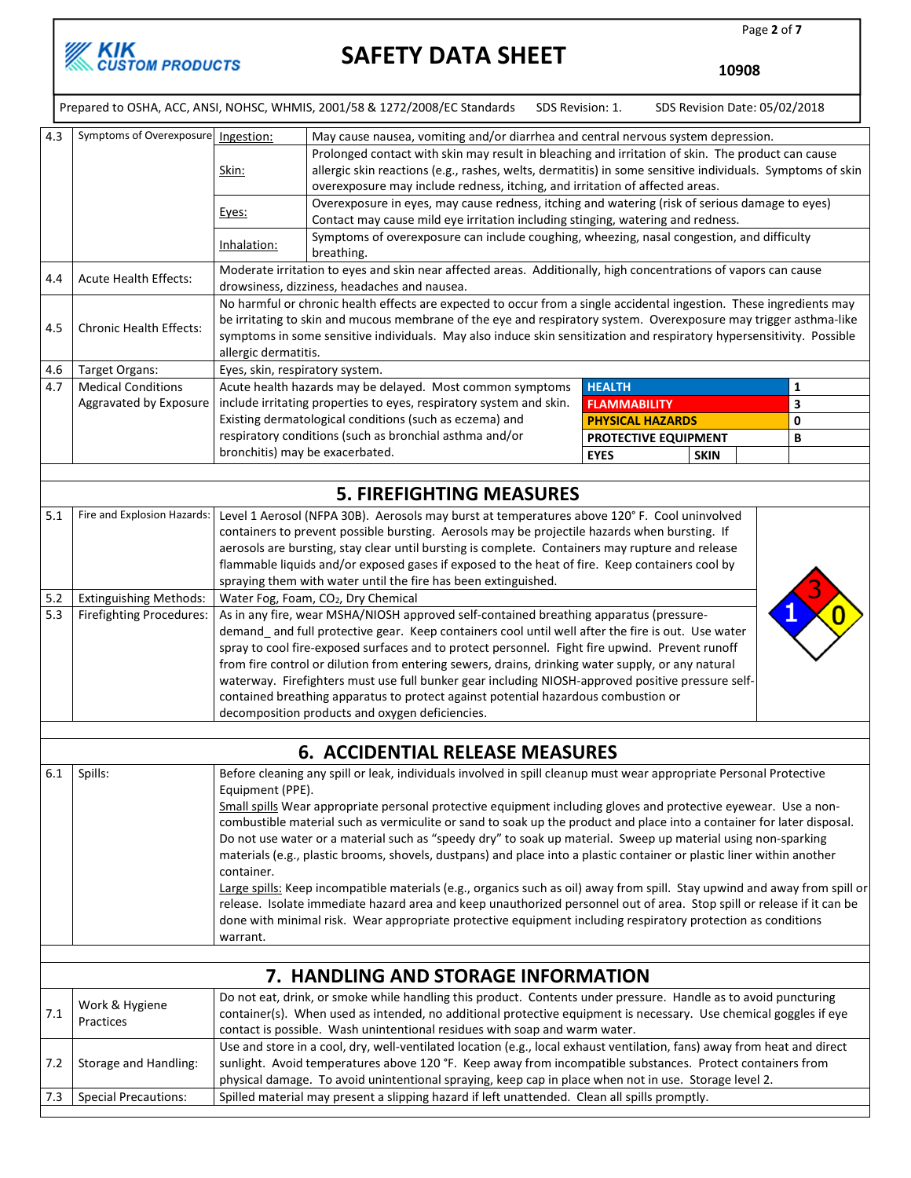Prepared to OSHA, ACC, ANSI, NOHSC, WHMIS, 2001/58 & 1272/2008/EC Standards SDS Revision: 1. SDS Revision Date: 05/02/2018

| | | | |
|---|---|---|---|
| 4.3 | Symptoms of Overexposure | Ingestion: | May cause nausea, vomiting and/or diarrhea and central nervous system depression. |
| | | Skin: | Prolonged contact with skin may result in bleaching and irritation of skin. The product can cause allergic skin reactions (e.g., rashes, welts, dermatitis) in some sensitive individuals. Symptoms of skin overexposure may include redness, itching, and irritation of affected areas. |
| | | Eyes: | Overexposure in eyes, may cause redness, itching and watering (risk of serious damage to eyes) Contact may cause mild eye irritation including stinging, watering and redness. |
| | | Inhalation: | Symptoms of overexposure can include coughing, wheezing, nasal congestion, and difficulty breathing. |
| 4.4 | Acute Health Effects: | Moderate irritation to eyes and skin near affected areas. Additionally, high concentrations of vapors can cause drowsiness, dizziness, headaches and nausea. | |
| 4.5 | Chronic Health Effects: | No harmful or chronic health effects are expected to occur from a single accidental ingestion. These ingredients may be irritating to skin and mucous membrane of the eye and respiratory system. Overexposure may trigger asthma-like symptoms in some sensitive individuals. May also induce skin sensitization and respiratory hypersensitivity. Possible allergic dermatitis. | |
| 4.6 | Target Organs: | Eyes, skin, respiratory system. | |
| 4.7 | Medical Conditions Aggravated by Exposure | Acute health hazards may be delayed. Most common symptoms include irritating properties to eyes, respiratory system and skin. Existing dermatological conditions (such as eczema) and respiratory conditions (such as bronchial asthma and/or bronchitis) may be exacerbated. | |

| HMIS | |
|---|---|
| HEALTH | 1 |
| FLAMMABILITY | 3 |
| PHYSICAL HAZARDS | 0 |
| PROTECTIVE EQUIPMENT | B |
| EYES | SKIN |

## 5. FIREFIGHTING MEASURES

| | | |
|---|---|---|
| 5.1 | Fire and Explosion Hazards: | Level 1 Aerosol (NFPA 30B). Aerosols may burst at temperatures above 120° F. Cool uninvolved containers to prevent possible bursting. Aerosols may be projectile hazards when bursting. If aerosols are bursting, stay clear until bursting is complete. Containers may rupture and release flammable liquids and/or exposed gases if exposed to the heat of fire. Keep containers cool by spraying them with water until the fire has been extinguished. |
| 5.2 | Extinguishing Methods: | Water Fog, Foam, $CO_2$, Dry Chemical |
| 5.3 | Firefighting Procedures: | As in any fire, wear MSHA/NIOSH approved self-contained breathing apparatus (pressure-demand_ and full protective gear. Keep containers cool until well after the fire is out. Use water spray to cool fire-exposed surfaces and to protect personnel. Fight fire upwind. Prevent runoff from fire control or dilution from entering sewers, drains, drinking water supply, or any natural waterway. Firefighters must use full bunker gear including NIOSH-approved positive pressure self-contained breathing apparatus to protect against potential hazardous combustion or decomposition products and oxygen deficiencies. |

NFPA: Health 1, Flammability 3, Instability 0

## 6. ACCIDENTIAL RELEASE MEASURES

| | | |
|---|---|---|
| 6.1 | Spills: | Before cleaning any spill or leak, individuals involved in spill cleanup must wear appropriate Personal Protective Equipment (PPE).<br>Small spills Wear appropriate personal protective equipment including gloves and protective eyewear. Use a non-combustible material such as vermiculite or sand to soak up the product and place into a container for later disposal. Do not use water or a material such as "speedy dry" to soak up material. Sweep up material using non-sparking materials (e.g., plastic brooms, shovels, dustpans) and place into a plastic container or plastic liner within another container.<br>Large spills: Keep incompatible materials (e.g., organics such as oil) away from spill. Stay upwind and away from spill or release. Isolate immediate hazard area and keep unauthorized personnel out of area. Stop spill or release if it can be done with minimal risk. Wear appropriate protective equipment including respiratory protection as conditions warrant. |

## 7. HANDLING AND STORAGE INFORMATION

| | | |
|---|---|---|
| 7.1 | Work & Hygiene Practices | Do not eat, drink, or smoke while handling this product. Contents under pressure. Handle as to avoid puncturing container(s). When used as intended, no additional protective equipment is necessary. Use chemical goggles if eye contact is possible. Wash unintentional residues with soap and warm water. |
| 7.2 | Storage and Handling: | Use and store in a cool, dry, well-ventilated location (e.g., local exhaust ventilation, fans) away from heat and direct sunlight. Avoid temperatures above 120 °F. Keep away from incompatible substances. Protect containers from physical damage. To avoid unintentional spraying, keep cap in place when not in use. Storage level 2. |
| 7.3 | Special Precautions: | Spilled material may present a slipping hazard if left unattended. Clean all spills promptly. |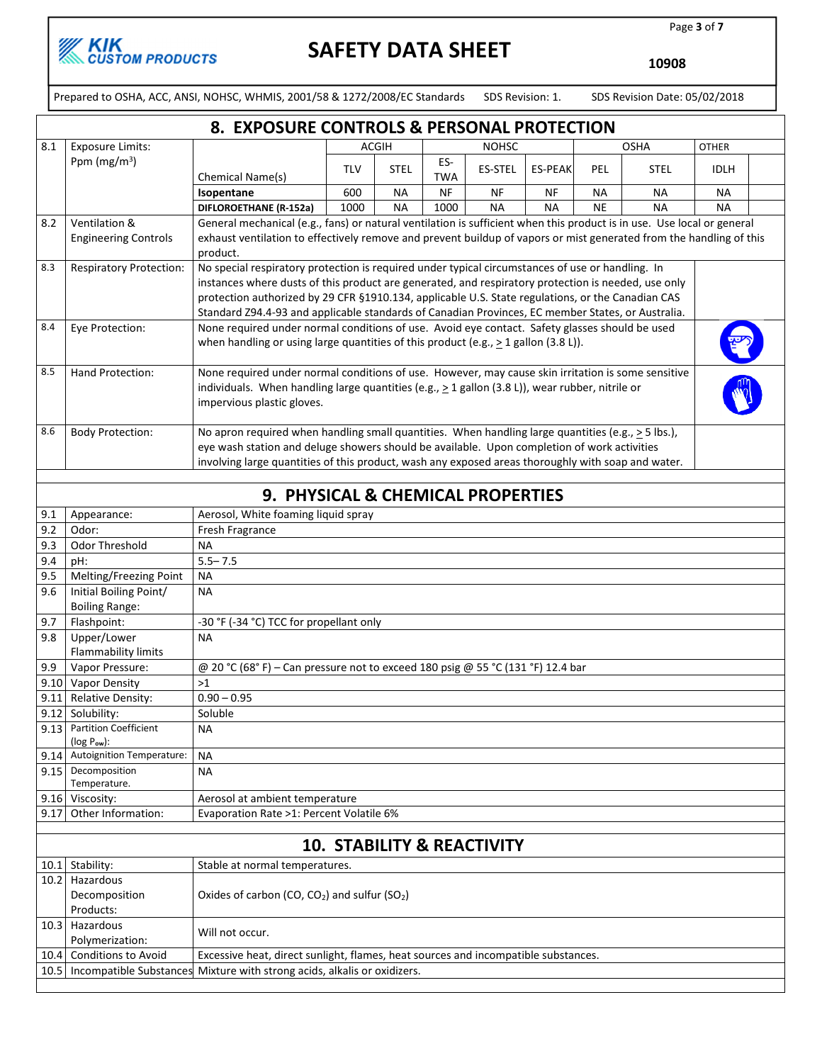## 8. EXPOSURE CONTROLS & PERSONAL PROTECTION

| | | | ACGIH | | NOHSC | | | OSHA | | OTHER |
|---|---|---|---|---|---|---|---|---|---|---|
| 8.1 | Exposure Limits: Ppm (mg/m$^3$) | Chemical Name(s) | TLV | STEL | ES-TWA | ES-STEL | ES-PEAK | PEL | STEL | IDLH |
| | | **Isopentane** | 600 | NA | NF | NF | NF | NA | NA | NA |
| | | **DIFLOROETHANE (R-152a)** | 1000 | NA | 1000 | NA | NA | NE | NA | NA |

| | | |
|---|---|---|
| 8.2 | Ventilation & Engineering Controls | General mechanical (e.g., fans) or natural ventilation is sufficient when this product is in use. Use local or general exhaust ventilation to effectively remove and prevent buildup of vapors or mist generated from the handling of this product. |
| 8.3 | Respiratory Protection: | No special respiratory protection is required under typical circumstances of use or handling. In instances where dusts of this product are generated, and respiratory protection is needed, use only protection authorized by 29 CFR §1910.134, applicable U.S. State regulations, or the Canadian CAS Standard Z94.4-93 and applicable standards of Canadian Provinces, EC member States, or Australia. |
| 8.4 | Eye Protection: | None required under normal conditions of use. Avoid eye contact. Safety glasses should be used when handling or using large quantities of this product (e.g., ≥ 1 gallon (3.8 L)). |
| 8.5 | Hand Protection: | None required under normal conditions of use. However, may cause skin irritation is some sensitive individuals. When handling large quantities (e.g., ≥ 1 gallon (3.8 L)), wear rubber, nitrile or impervious plastic gloves. |
| 8.6 | Body Protection: | No apron required when handling small quantities. When handling large quantities (e.g., ≥ 5 lbs.), eye wash station and deluge showers should be available. Upon completion of work activities involving large quantities of this product, wash any exposed areas thoroughly with soap and water. |

## 9. PHYSICAL & CHEMICAL PROPERTIES

| | | |
|---|---|---|
| 9.1 | Appearance: | Aerosol, White foaming liquid spray |
| 9.2 | Odor: | Fresh Fragrance |
| 9.3 | Odor Threshold | NA |
| 9.4 | pH: | 5.5– 7.5 |
| 9.5 | Melting/Freezing Point | NA |
| 9.6 | Initial Boiling Point/ Boiling Range: | NA |
| 9.7 | Flashpoint: | -30 °F (-34 °C) TCC for propellant only |
| 9.8 | Upper/Lower Flammability limits | NA |
| 9.9 | Vapor Pressure: | @ 20 °C (68° F) – Can pressure not to exceed 180 psig @ 55 °C (131 °F) 12.4 bar |
| 9.10 | Vapor Density | >1 |
| 9.11 | Relative Density: | 0.90 – 0.95 |
| 9.12 | Solubility: | Soluble |
| 9.13 | Partition Coefficient (log $P_{ow}$): | NA |
| 9.14 | Autoignition Temperature: | NA |
| 9.15 | Decomposition Temperature. | NA |
| 9.16 | Viscosity: | Aerosol at ambient temperature |
| 9.17 | Other Information: | Evaporation Rate >1: Percent Volatile 6% |

## 10. STABILITY & REACTIVITY

| | | |
|---|---|---|
| 10.1 | Stability: | Stable at normal temperatures. |
| 10.2 | Hazardous Decomposition Products: | Oxides of carbon (CO, $CO_2$) and sulfur ($SO_2$) |
| 10.3 | Hazardous Polymerization: | Will not occur. |
| 10.4 | Conditions to Avoid | Excessive heat, direct sunlight, flames, heat sources and incompatible substances. |
| 10.5 | Incompatible Substances | Mixture with strong acids, alkalis or oxidizers. |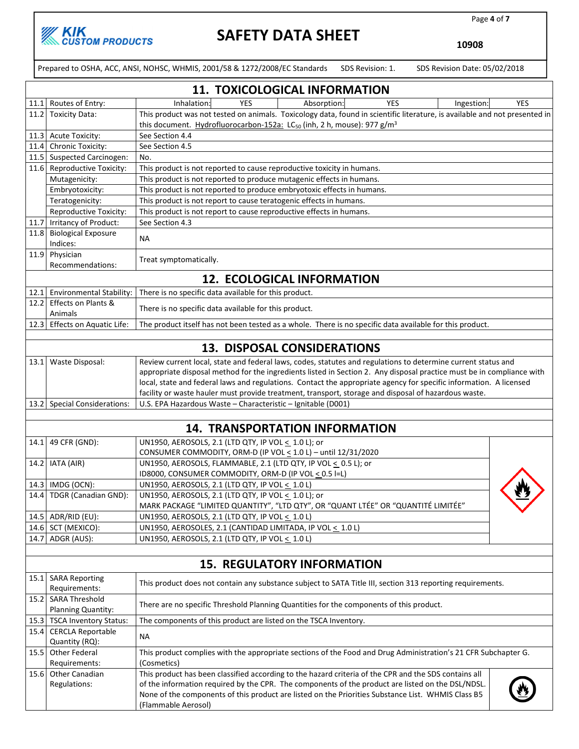# SAFETY DATA SHEET

10908

Prepared to OSHA, ACC, ANSI, NOHSC, WHMIS, 2001/58 & 1272/2008/EC Standards SDS Revision: 1. SDS Revision Date: 05/02/2018

## 11. TOXICOLOGICAL INFORMATION

| | | | | | | | |
|---|---|---|---|---|---|---|---|
| 11.1 | Routes of Entry: | Inhalation: | YES | Absorption: | YES | Ingestion: | YES |
| 11.2 | Toxicity Data: | This product was not tested on animals. Toxicology data, found in scientific literature, is available and not presented in this document. Hydrofluorocarbon-152a: $LC_{50}$ (inh, 2 h, mouse): 977 g/m³ | | | | | |
| 11.3 | Acute Toxicity: | See Section 4.4 | | | | | |
| 11.4 | Chronic Toxicity: | See Section 4.5 | | | | | |
| 11.5 | Suspected Carcinogen: | No. | | | | | |
| 11.6 | Reproductive Toxicity: | This product is not reported to cause reproductive toxicity in humans. | | | | | |
| | Mutagenicity: | This product is not reported to produce mutagenic effects in humans. | | | | | |
| | Embryotoxicity: | This product is not reported to produce embryotoxic effects in humans. | | | | | |
| | Teratogenicity: | This product is not report to cause teratogenic effects in humans. | | | | | |
| | Reproductive Toxicity: | This product is not report to cause reproductive effects in humans. | | | | | |
| 11.7 | Irritancy of Product: | See Section 4.3 | | | | | |
| 11.8 | Biological Exposure Indices: | NA | | | | | |
| 11.9 | Physician Recommendations: | Treat symptomatically. | | | | | |

## 12. ECOLOGICAL INFORMATION

| | | |
|---|---|---|
| 12.1 | Environmental Stability: | There is no specific data available for this product. |
| 12.2 | Effects on Plants & Animals | There is no specific data available for this product. |
| 12.3 | Effects on Aquatic Life: | The product itself has not been tested as a whole. There is no specific data available for this product. |

## 13. DISPOSAL CONSIDERATIONS

| | | |
|---|---|---|
| 13.1 | Waste Disposal: | Review current local, state and federal laws, codes, statutes and regulations to determine current status and appropriate disposal method for the ingredients listed in Section 2. Any disposal practice must be in compliance with local, state and federal laws and regulations. Contact the appropriate agency for specific information. A licensed facility or waste hauler must provide treatment, transport, storage and disposal of hazardous waste. |
| 13.2 | Special Considerations: | U.S. EPA Hazardous Waste – Characteristic – Ignitable (D001) |

## 14. TRANSPORTATION INFORMATION

| | | |
|---|---|---|
| 14.1 | 49 CFR (GND): | UN1950, AEROSOLS, 2.1 (LTD QTY, IP VOL ≤ 1.0 L); or<br>CONSUMER COMMODITY, ORM-D (IP VOL ≤ 1.0 L) – until 12/31/2020 |
| 14.2 | IATA (AIR) | UN1950, AEROSOLS, FLAMMABLE, 2.1 (LTD QTY, IP VOL ≤ 0.5 L); or<br>ID8000, CONSUMER COMMODITY, ORM-D (IP VOL ≤ 0.5 l=L) |
| 14.3 | IMDG (OCN): | UN1950, AEROSOLS, 2.1 (LTD QTY, IP VOL ≤ 1.0 L) |
| 14.4 | TDGR (Canadian GND): | UN1950, AEROSOLS, 2.1 (LTD QTY, IP VOL ≤ 1.0 L); or<br>MARK PACKAGE "LIMITED QUANTITY", "LTD QTY", OR "QUANT LTÉE" OR "QUANTITÉ LIMITÉE" |
| 14.5 | ADR/RID (EU): | UN1950, AEROSOLS, 2.1 (LTD QTY, IP VOL ≤ 1.0 L) |
| 14.6 | SCT (MEXICO): | UN1950, AEROSOLES, 2.1 (CANTIDAD LIMITADA, IP VOL ≤ 1.0 L) |
| 14.7 | ADGR (AUS): | UN1950, AEROSOLS, 2.1 (LTD QTY, IP VOL ≤ 1.0 L) |

## 15. REGULATORY INFORMATION

| | | |
|---|---|---|
| 15.1 | SARA Reporting Requirements: | This product does not contain any substance subject to SATA Title III, section 313 reporting requirements. |
| 15.2 | SARA Threshold Planning Quantity: | There are no specific Threshold Planning Quantities for the components of this product. |
| 15.3 | TSCA Inventory Status: | The components of this product are listed on the TSCA Inventory. |
| 15.4 | CERCLA Reportable Quantity (RQ): | NA |
| 15.5 | Other Federal Requirements: | This product complies with the appropriate sections of the Food and Drug Administration's 21 CFR Subchapter G. (Cosmetics) |
| 15.6 | Other Canadian Regulations: | This product has been classified according to the hazard criteria of the CPR and the SDS contains all of the information required by the CPR. The components of the product are listed on the DSL/NDSL. None of the components of this product are listed on the Priorities Substance List. WHMIS Class B5 (Flammable Aerosol) |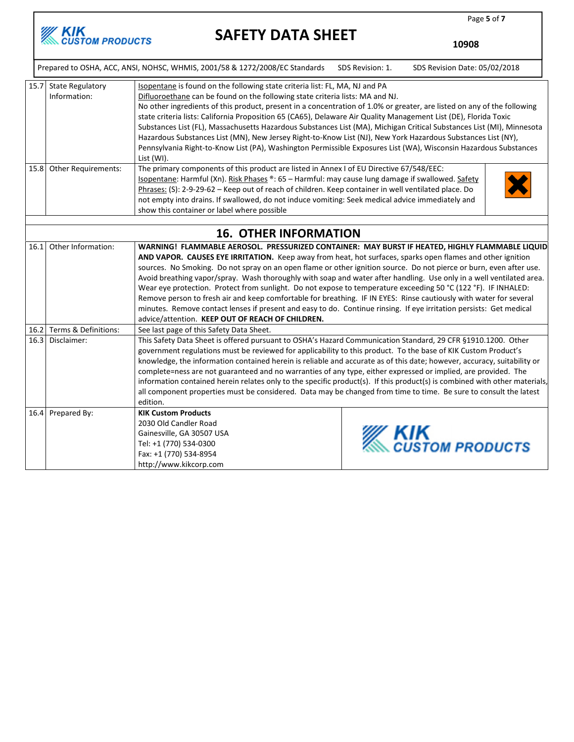| | | |
|---|---|---|
| 15.7 | State Regulatory Information: | Isopentane is found on the following state criteria list: FL, MA, NJ and PA<br>Difluoroethane can be found on the following state criteria lists: MA and NJ.<br>No other ingredients of this product, present in a concentration of 1.0% or greater, are listed on any of the following state criteria lists: California Proposition 65 (CA65), Delaware Air Quality Management List (DE), Florida Toxic Substances List (FL), Massachusetts Hazardous Substances List (MA), Michigan Critical Substances List (MI), Minnesota Hazardous Substances List (MN), New Jersey Right-to-Know List (NJ), New York Hazardous Substances List (NY), Pennsylvania Right-to-Know List (PA), Washington Permissible Exposures List (WA), Wisconsin Hazardous Substances List (WI). |
| 15.8 | Other Requirements: | The primary components of this product are listed in Annex I of EU Directive 67/548/EEC:<br>Isopentane: Harmful (Xn). Risk Phases ®: 65 – Harmful: may cause lung damage if swallowed. Safety Phrases: (S): 2-9-29-62 – Keep out of reach of children. Keep container in well ventilated place. Do not empty into drains. If swallowed, do not induce vomiting: Seek medical advice immediately and show this container or label where possible |

## 16. OTHER INFORMATION

| | | |
|---|---|---|
| 16.1 | Other Information: | **WARNING! FLAMMABLE AEROSOL. PRESSURIZED CONTAINER: MAY BURST IF HEATED, HIGHLY FLAMMABLE LIQUID AND VAPOR. CAUSES EYE IRRITATION.** Keep away from heat, hot surfaces, sparks open flames and other ignition sources. No Smoking. Do not spray on an open flame or other ignition source. Do not pierce or burn, even after use. Avoid breathing vapor/spray. Wash thoroughly with soap and water after handling. Use only in a well ventilated area. Wear eye protection. Protect from sunlight. Do not expose to temperature exceeding 50 °C (122 °F). IF INHALED: Remove person to fresh air and keep comfortable for breathing. IF IN EYES: Rinse cautiously with water for several minutes. Remove contact lenses if present and easy to do. Continue rinsing. If eye irritation persists: Get medical advice/attention. **KEEP OUT OF REACH OF CHILDREN.** |
| 16.2 | Terms & Definitions: | See last page of this Safety Data Sheet. |
| 16.3 | Disclaimer: | This Safety Data Sheet is offered pursuant to OSHA's Hazard Communication Standard, 29 CFR §1910.1200. Other government regulations must be reviewed for applicability to this product. To the base of KIK Custom Product's knowledge, the information contained herein is reliable and accurate as of this date; however, accuracy, suitability or complete=ness are not guaranteed and no warranties of any type, either expressed or implied, are provided. The information contained herein relates only to the specific product(s). If this product(s) is combined with other materials, all component properties must be considered. Data may be changed from time to time. Be sure to consult the latest edition. |
| 16.4 | Prepared By: | **KIK Custom Products**<br>2030 Old Candler Road<br>Gainesville, GA 30507 USA<br>Tel: +1 (770) 534-0300<br>Fax: +1 (770) 534-8954<br>http://www.kikcorp.com |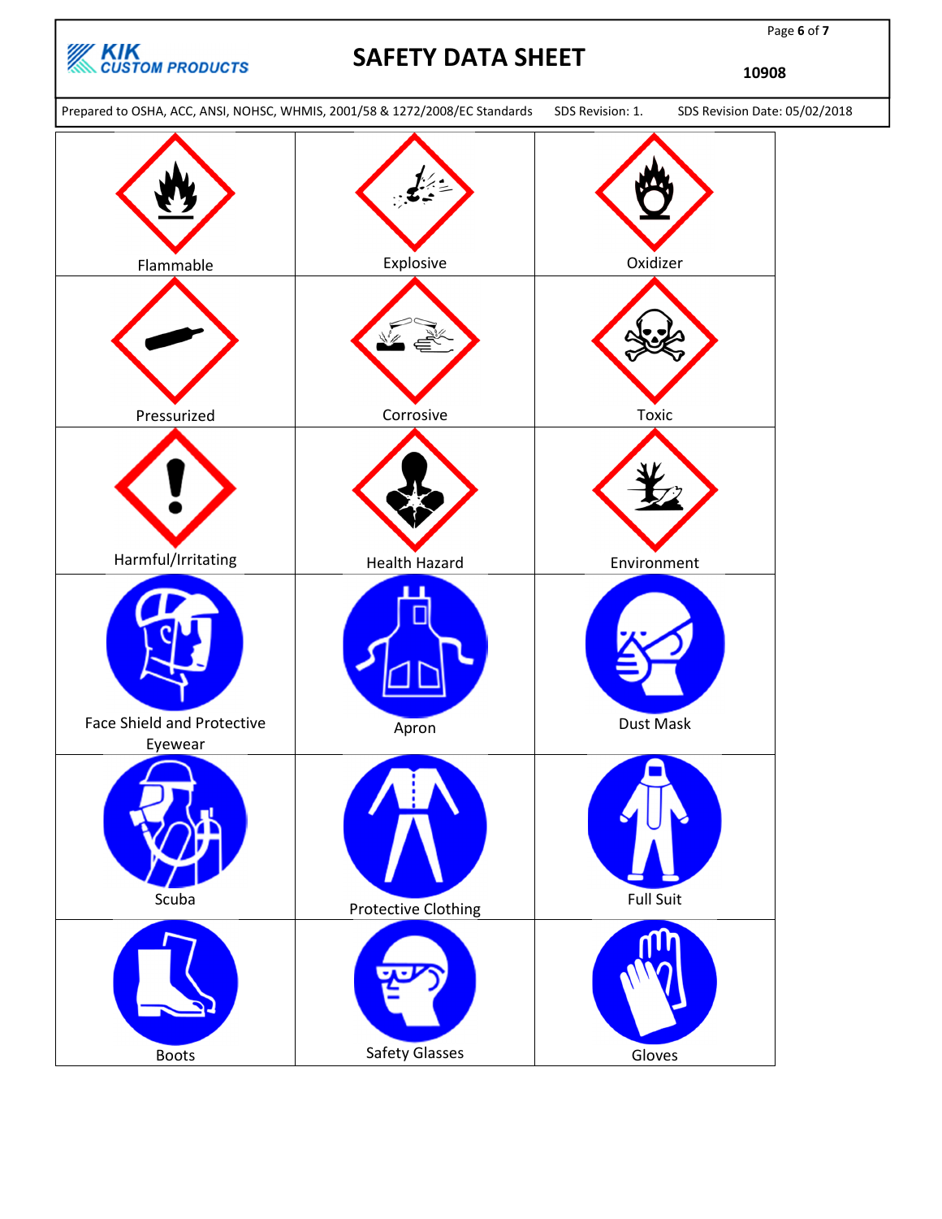| | | |
|---|---|---|
| Flammable | Explosive | Oxidizer |
| Pressurized | Corrosive | Toxic |
| Harmful/Irritating | Health Hazard | Environment |
| Face Shield and Protective Eyewear | Apron | Dust Mask |
| Scuba | Protective Clothing | Full Suit |
| Boots | Safety Glasses | Gloves |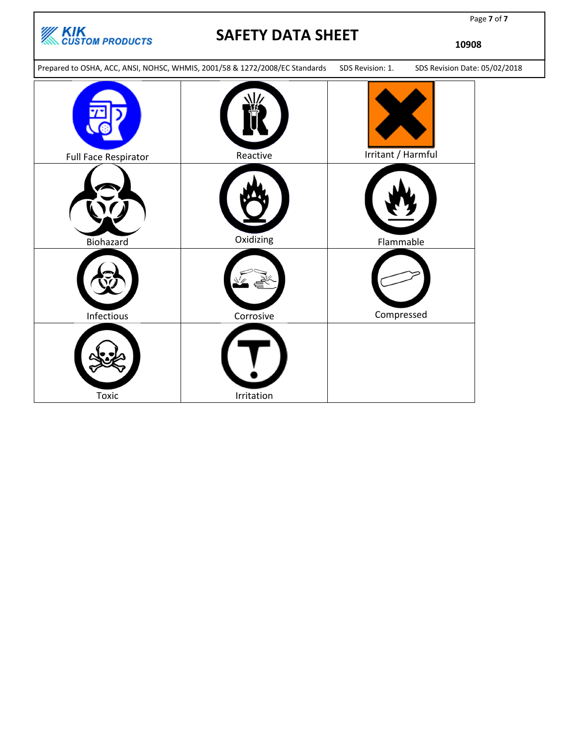| | | |
|---|---|---|
| Full Face Respirator | Reactive | Irritant / Harmful |
| Biohazard | Oxidizing | Flammable |
| Infectious | Corrosive | Compressed |
| Toxic | Irritation | |